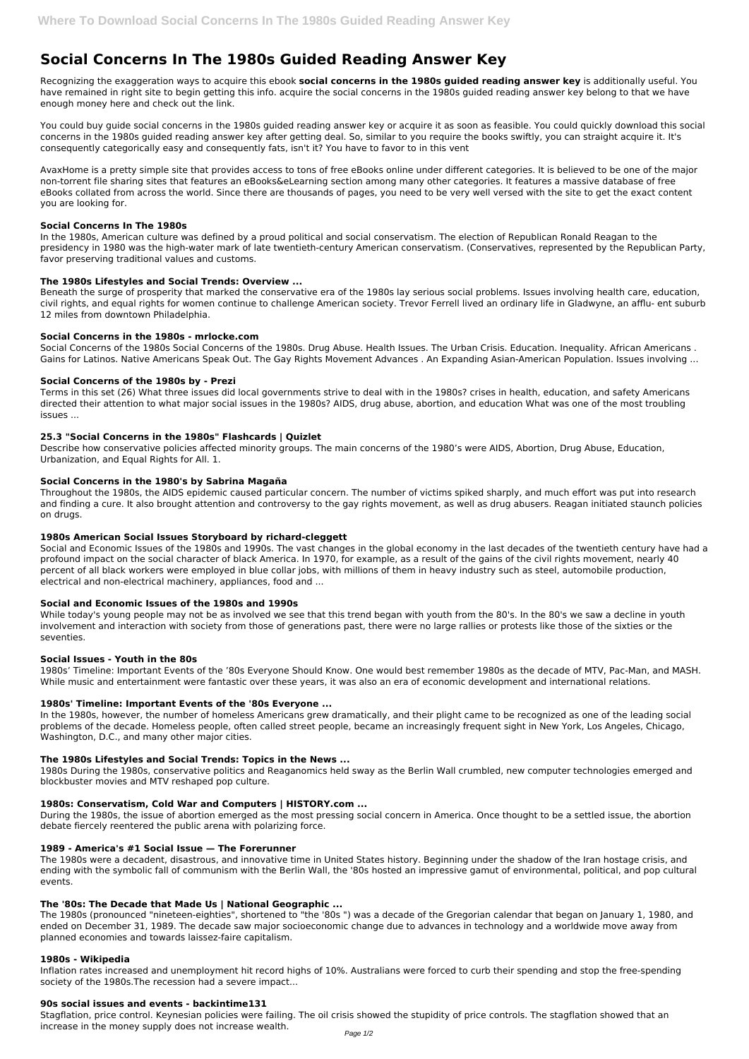# Social Concerns In The 1980s Guided Reading Answer Key

Recognizing the exaggeration ways to acquire this ebook **social concerns in the 1980s guided reading answer key** is additionally useful. You have remained in right site to begin getting this info. acquire the social concerns in the 1980s guided reading answer key belong to that we have enough money here and check out the link.

You could buy guide social concerns in the 1980s guided reading answer key or acquire it as soon as feasible. You could quickly download this social concerns in the 1980s guided reading answer key after getting deal. So, similar to you require the books swiftly, you can straight acquire it. It's consequently categorically easy and consequently fats, isn't it? You have to favor to in this vent

AvaxHome is a pretty simple site that provides access to tons of free eBooks online under different categories. It is believed to be one of the major non-torrent file sharing sites that features an eBooks&eLearning section among many other categories. It features a massive database of free eBooks collated from across the world. Since there are thousands of pages, you need to be very well versed with the site to get the exact content you are looking for.

### Social Concerns In The 1980s

In the 1980s, American culture was defined by a proud political and social conservatism. The election of Republican Ronald Reagan to the presidency in 1980 was the high-water mark of late twentieth-century American conservatism. (Conservatives, represented by the Republican Party, favor preserving traditional values and customs.

### The 1980s Lifestyles and Social Trends: Overview ...

Beneath the surge of prosperity that marked the conservative era of the 1980s lay serious social problems. Issues involving health care, education, civil rights, and equal rights for women continue to challenge American society. Trevor Ferrell lived an ordinary life in Gladwyne, an afflu- ent suburb 12 miles from downtown Philadelphia.

### Social Concerns in the 1980s - mrlocke.com

Social Concerns of the 1980s Social Concerns of the 1980s. Drug Abuse. Health Issues. The Urban Crisis. Education. Inequality. African Americans . Gains for Latinos. Native Americans Speak Out. The Gay Rights Movement Advances . An Expanding Asian-American Population. Issues involving ...

### Social Concerns of the 1980s by - Prezi

Terms in this set (26) What three issues did local governments strive to deal with in the 1980s? crises in health, education, and safety Americans directed their attention to what major social issues in the 1980s? AIDS, drug abuse, abortion, and education What was one of the most troubling issues ...

### 25.3 "Social Concerns in the 1980s" Flashcards | Quizlet

Describe how conservative policies affected minority groups. The main concerns of the 1980's were AIDS, Abortion, Drug Abuse, Education, Urbanization, and Equal Rights for All. 1.

### Social Concerns in the 1980's by Sabrina Magaña

Throughout the 1980s, the AIDS epidemic caused particular concern. The number of victims spiked sharply, and much effort was put into research and finding a cure. It also brought attention and controversy to the gay rights movement, as well as drug abusers. Reagan initiated staunch policies on drugs.

### 1980s American Social Issues Storyboard by richard-cleggett

Social and Economic Issues of the 1980s and 1990s. The vast changes in the global economy in the last decades of the twentieth century have had a profound impact on the social character of black America. In 1970, for example, as a result of the gains of the civil rights movement, nearly 40 percent of all black workers were employed in blue collar jobs, with millions of them in heavy industry such as steel, automobile production, electrical and non-electrical machinery, appliances, food and ...

### Social and Economic Issues of the 1980s and 1990s

While today's young people may not be as involved we see that this trend began with youth from the 80's. In the 80's we saw a decline in youth involvement and interaction with society from those of generations past, there were no large rallies or protests like those of the sixties or the seventies.

### Social Issues - Youth in the 80s

1980s' Timeline: Important Events of the '80s Everyone Should Know. One would best remember 1980s as the decade of MTV, Pac-Man, and MASH. While music and entertainment were fantastic over these years, it was also an era of economic development and international relations.

### 1980s' Timeline: Important Events of the '80s Everyone ...

In the 1980s, however, the number of homeless Americans grew dramatically, and their plight came to be recognized as one of the leading social problems of the decade. Homeless people, often called street people, became an increasingly frequent sight in New York, Los Angeles, Chicago, Washington, D.C., and many other major cities.

### The 1980s Lifestyles and Social Trends: Topics in the News ...

1980s During the 1980s, conservative politics and Reaganomics held sway as the Berlin Wall crumbled, new computer technologies emerged and blockbuster movies and MTV reshaped pop culture.

### 1980s: Conservatism, Cold War and Computers | HISTORY.com ...

During the 1980s, the issue of abortion emerged as the most pressing social concern in America. Once thought to be a settled issue, the abortion debate fiercely reentered the public arena with polarizing force.

### 1989 - America's #1 Social Issue — The Forerunner

The 1980s were a decadent, disastrous, and innovative time in United States history. Beginning under the shadow of the Iran hostage crisis, and ending with the symbolic fall of communism with the Berlin Wall, the '80s hosted an impressive gamut of environmental, political, and pop cultural events.

### The '80s: The Decade that Made Us | National Geographic ...

The 1980s (pronounced "nineteen-eighties", shortened to "the '80s ") was a decade of the Gregorian calendar that began on January 1, 1980, and ended on December 31, 1989. The decade saw major socioeconomic change due to advances in technology and a worldwide move away from planned economies and towards laissez-faire capitalism.

### 1980s - Wikipedia

Inflation rates increased and unemployment hit record highs of 10%. Australians were forced to curb their spending and stop the free-spending society of the 1980s.The recession had a severe impact...

### 90s social issues and events - backintime131

Stagflation, price control. Keynesian policies were failing. The oil crisis showed the stupidity of price controls. The stagflation showed that an increase in the money supply does not increase wealth.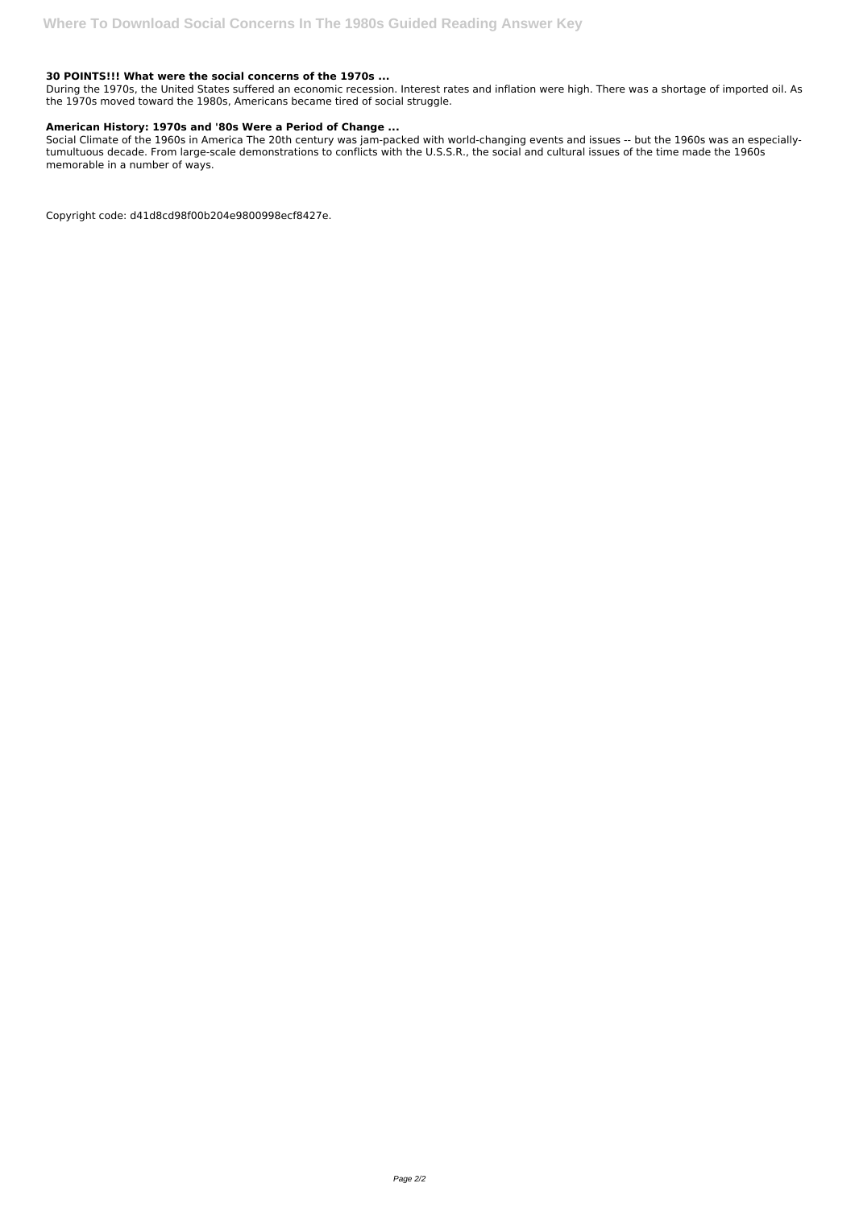### 30 POINTS!!! What were the social concerns of the 1970s ...

During the 1970s, the United States suffered an economic recession. Interest rates and inflation were high. There was a shortage of imported oil. As the 1970s moved toward the 1980s, Americans became tired of social struggle.

### American History: 1970s and '80s Were a Period of Change ...

Social Climate of the 1960s in America The 20th century was jam-packed with world-changing events and issues -- but the 1960s was an especially-tumultuous decade. From large-scale demonstrations to conflicts with the U.S.S.R., the social and cultural issues of the time made the 1960s memorable in a number of ways.

Copyright code: d41d8cd98f00b204e9800998ecf8427e.